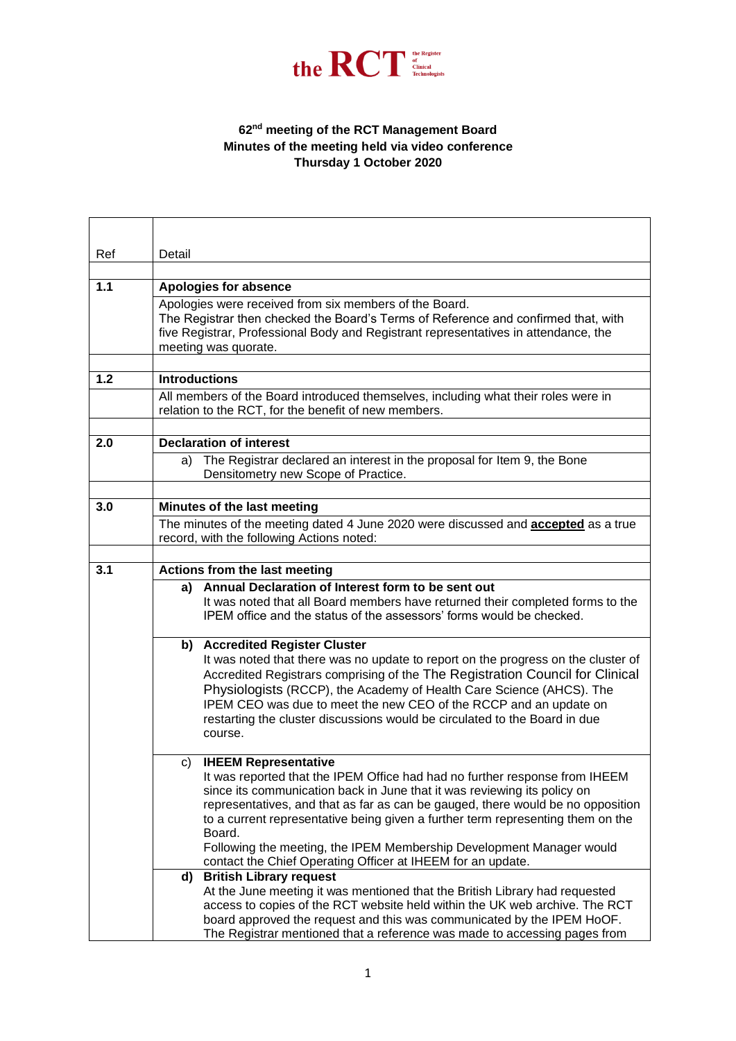**the RCT** the Register of Clinical Technologists

**62[nd] meeting of the RCT Management Board**
**Minutes of the meeting held via video conference**
**Thursday 1 October 2020**

| Ref | Detail |
|---|---|
| **1.1** | **Apologies for absence** |
| | Apologies were received from six members of the Board. The Registrar then checked the Board's Terms of Reference and confirmed that, with five Registrar, Professional Body and Registrant representatives in attendance, the meeting was quorate. |
| **1.2** | **Introductions** |
| | All members of the Board introduced themselves, including what their roles were in relation to the RCT, for the benefit of new members. |
| **2.0** | **Declaration of interest** |
| | a) The Registrar declared an interest in the proposal for Item 9, the Bone Densitometry new Scope of Practice. |
| **3.0** | **Minutes of the last meeting** |
| | The minutes of the meeting dated 4 June 2020 were discussed and **accepted** as a true record, with the following Actions noted: |
| **3.1** | **Actions from the last meeting** |
| | **a) Annual Declaration of Interest form to be sent out** It was noted that all Board members have returned their completed forms to the IPEM office and the status of the assessors' forms would be checked. |
| | **b) Accredited Register Cluster** It was noted that there was no update to report on the progress on the cluster of Accredited Registrars comprising of the The Registration Council for Clinical Physiologists (RCCP), the Academy of Health Care Science (AHCS). The IPEM CEO was due to meet the new CEO of the RCCP and an update on restarting the cluster discussions would be circulated to the Board in due course. |
| | c) **IHEEM Representative** It was reported that the IPEM Office had had no further response from IHEEM since its communication back in June that it was reviewing its policy on representatives, and that as far as can be gauged, there would be no opposition to a current representative being given a further term representing them on the Board. Following the meeting, the IPEM Membership Development Manager would contact the Chief Operating Officer at IHEEM for an update. |
| | **d) British Library request** At the June meeting it was mentioned that the British Library had requested access to copies of the RCT website held within the UK web archive. The RCT board approved the request and this was communicated by the IPEM HoOF. The Registrar mentioned that a reference was made to accessing pages from |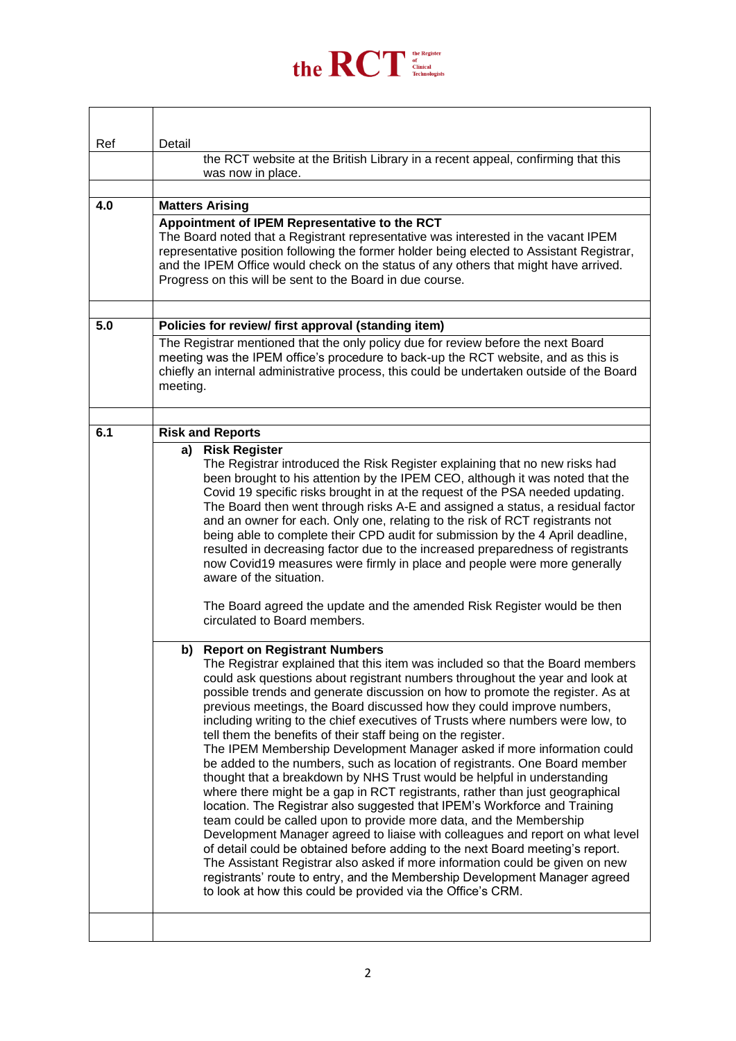| Ref | Detail |
|---|---|
| | the RCT website at the British Library in a recent appeal, confirming that this was now in place. |
| | |
| 4.0 | **Matters Arising** |
| | **Appointment of IPEM Representative to the RCT**<br>The Board noted that a Registrant representative was interested in the vacant IPEM representative position following the former holder being elected to Assistant Registrar, and the IPEM Office would check on the status of any others that might have arrived. Progress on this will be sent to the Board in due course. |
| | |
| 5.0 | **Policies for review/ first approval (standing item)** |
| | The Registrar mentioned that the only policy due for review before the next Board meeting was the IPEM office's procedure to back-up the RCT website, and as this is chiefly an internal administrative process, this could be undertaken outside of the Board meeting. |
| | |
| 6.1 | **Risk and Reports** |
| | **a) Risk Register**<br>The Registrar introduced the Risk Register explaining that no new risks had been brought to his attention by the IPEM CEO, although it was noted that the Covid 19 specific risks brought in at the request of the PSA needed updating. The Board then went through risks A-E and assigned a status, a residual factor and an owner for each. Only one, relating to the risk of RCT registrants not being able to complete their CPD audit for submission by the 4 April deadline, resulted in decreasing factor due to the increased preparedness of registrants now Covid19 measures were firmly in place and people were more generally aware of the situation.<br><br>The Board agreed the update and the amended Risk Register would be then circulated to Board members. |
| | **b) Report on Registrant Numbers**<br>The Registrar explained that this item was included so that the Board members could ask questions about registrant numbers throughout the year and look at possible trends and generate discussion on how to promote the register. As at previous meetings, the Board discussed how they could improve numbers, including writing to the chief executives of Trusts where numbers were low, to tell them the benefits of their staff being on the register.<br>The IPEM Membership Development Manager asked if more information could be added to the numbers, such as location of registrants. One Board member thought that a breakdown by NHS Trust would be helpful in understanding where there might be a gap in RCT registrants, rather than just geographical location. The Registrar also suggested that IPEM's Workforce and Training team could be called upon to provide more data, and the Membership Development Manager agreed to liaise with colleagues and report on what level of detail could be obtained before adding to the next Board meeting's report.<br>The Assistant Registrar also asked if more information could be given on new registrants' route to entry, and the Membership Development Manager agreed to look at how this could be provided via the Office's CRM. |
| | |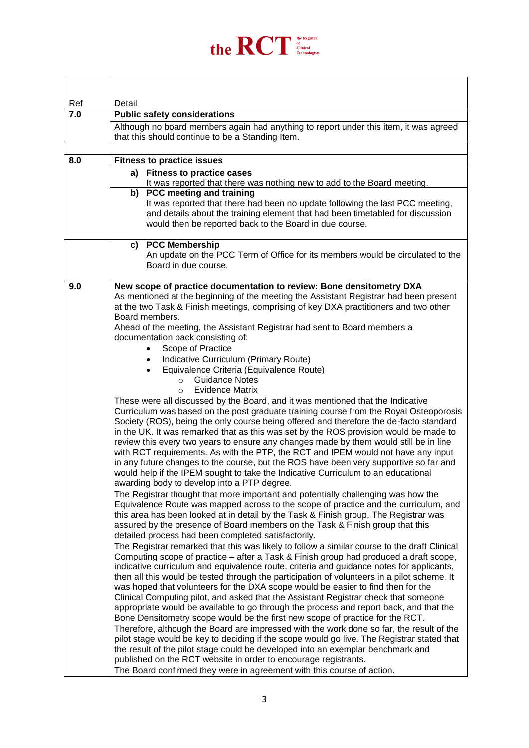| Ref | Detail |
|---|---|
| **7.0** | **Public safety considerations** |
| | Although no board members again had anything to report under this item, it was agreed that this should continue to be a Standing Item. |
| | |
| **8.0** | **Fitness to practice issues** |
| | **a) Fitness to practice cases** It was reported that there was nothing new to add to the Board meeting. |
| | **b) PCC meeting and training** It was reported that there had been no update following the last PCC meeting, and details about the training element that had been timetabled for discussion would then be reported back to the Board in due course. |
| | **c) PCC Membership** An update on the PCC Term of Office for its members would be circulated to the Board in due course. |
| **9.0** | **New scope of practice documentation to review: Bone densitometry DXA**<br>As mentioned at the beginning of the meeting the Assistant Registrar had been present at the two Task & Finish meetings, comprising of key DXA practitioners and two other Board members.<br>Ahead of the meeting, the Assistant Registrar had sent to Board members a documentation pack consisting of:<br>• Scope of Practice<br>• Indicative Curriculum (Primary Route)<br>• Equivalence Criteria (Equivalence Route)<br>&nbsp;&nbsp;&nbsp;&nbsp;○ Guidance Notes<br>&nbsp;&nbsp;&nbsp;&nbsp;○ Evidence Matrix<br>These were all discussed by the Board, and it was mentioned that the Indicative Curriculum was based on the post graduate training course from the Royal Osteoporosis Society (ROS), being the only course being offered and therefore the de-facto standard in the UK. It was remarked that as this was set by the ROS provision would be made to review this every two years to ensure any changes made by them would still be in line with RCT requirements. As with the PTP, the RCT and IPEM would not have any input in any future changes to the course, but the ROS have been very supportive so far and would help if the IPEM sought to take the Indicative Curriculum to an educational awarding body to develop into a PTP degree.<br>The Registrar thought that more important and potentially challenging was how the Equivalence Route was mapped across to the scope of practice and the curriculum, and this area has been looked at in detail by the Task & Finish group. The Registrar was assured by the presence of Board members on the Task & Finish group that this detailed process had been completed satisfactorily.<br>The Registrar remarked that this was likely to follow a similar course to the draft Clinical Computing scope of practice – after a Task & Finish group had produced a draft scope, indicative curriculum and equivalence route, criteria and guidance notes for applicants, then all this would be tested through the participation of volunteers in a pilot scheme. It was hoped that volunteers for the DXA scope would be easier to find then for the Clinical Computing pilot, and asked that the Assistant Registrar check that someone appropriate would be available to go through the process and report back, and that the Bone Densitometry scope would be the first new scope of practice for the RCT.<br>Therefore, although the Board are impressed with the work done so far, the result of the pilot stage would be key to deciding if the scope would go live. The Registrar stated that the result of the pilot stage could be developed into an exemplar benchmark and published on the RCT website in order to encourage registrants.<br>The Board confirmed they were in agreement with this course of action. |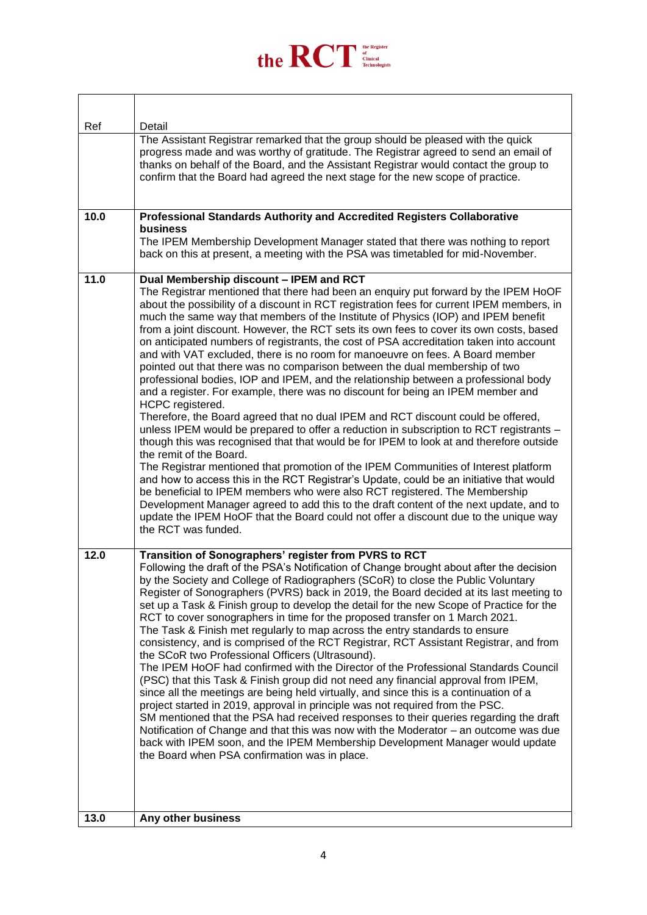| Ref | Detail |
| --- | --- |
| | The Assistant Registrar remarked that the group should be pleased with the quick progress made and was worthy of gratitude. The Registrar agreed to send an email of thanks on behalf of the Board, and the Assistant Registrar would contact the group to confirm that the Board had agreed the next stage for the new scope of practice. |
| **10.0** | **Professional Standards Authority and Accredited Registers Collaborative business**<br>The IPEM Membership Development Manager stated that there was nothing to report back on this at present, a meeting with the PSA was timetabled for mid-November. |
| **11.0** | **Dual Membership discount – IPEM and RCT**<br>The Registrar mentioned that there had been an enquiry put forward by the IPEM HoOF about the possibility of a discount in RCT registration fees for current IPEM members, in much the same way that members of the Institute of Physics (IOP) and IPEM benefit from a joint discount. However, the RCT sets its own fees to cover its own costs, based on anticipated numbers of registrants, the cost of PSA accreditation taken into account and with VAT excluded, there is no room for manoeuvre on fees. A Board member pointed out that there was no comparison between the dual membership of two professional bodies, IOP and IPEM, and the relationship between a professional body and a register. For example, there was no discount for being an IPEM member and HCPC registered.<br>Therefore, the Board agreed that no dual IPEM and RCT discount could be offered, unless IPEM would be prepared to offer a reduction in subscription to RCT registrants – though this was recognised that that would be for IPEM to look at and therefore outside the remit of the Board.<br>The Registrar mentioned that promotion of the IPEM Communities of Interest platform and how to access this in the RCT Registrar's Update, could be an initiative that would be beneficial to IPEM members who were also RCT registered. The Membership Development Manager agreed to add this to the draft content of the next update, and to update the IPEM HoOF that the Board could not offer a discount due to the unique way the RCT was funded. |
| **12.0** | **Transition of Sonographers' register from PVRS to RCT**<br>Following the draft of the PSA's Notification of Change brought about after the decision by the Society and College of Radiographers (SCoR) to close the Public Voluntary Register of Sonographers (PVRS) back in 2019, the Board decided at its last meeting to set up a Task & Finish group to develop the detail for the new Scope of Practice for the RCT to cover sonographers in time for the proposed transfer on 1 March 2021.<br>The Task & Finish met regularly to map across the entry standards to ensure consistency, and is comprised of the RCT Registrar, RCT Assistant Registrar, and from the SCoR two Professional Officers (Ultrasound).<br>The IPEM HoOF had confirmed with the Director of the Professional Standards Council (PSC) that this Task & Finish group did not need any financial approval from IPEM, since all the meetings are being held virtually, and since this is a continuation of a project started in 2019, approval in principle was not required from the PSC.<br>SM mentioned that the PSA had received responses to their queries regarding the draft Notification of Change and that this was now with the Moderator – an outcome was due back with IPEM soon, and the IPEM Membership Development Manager would update the Board when PSA confirmation was in place. |
| **13.0** | **Any other business** |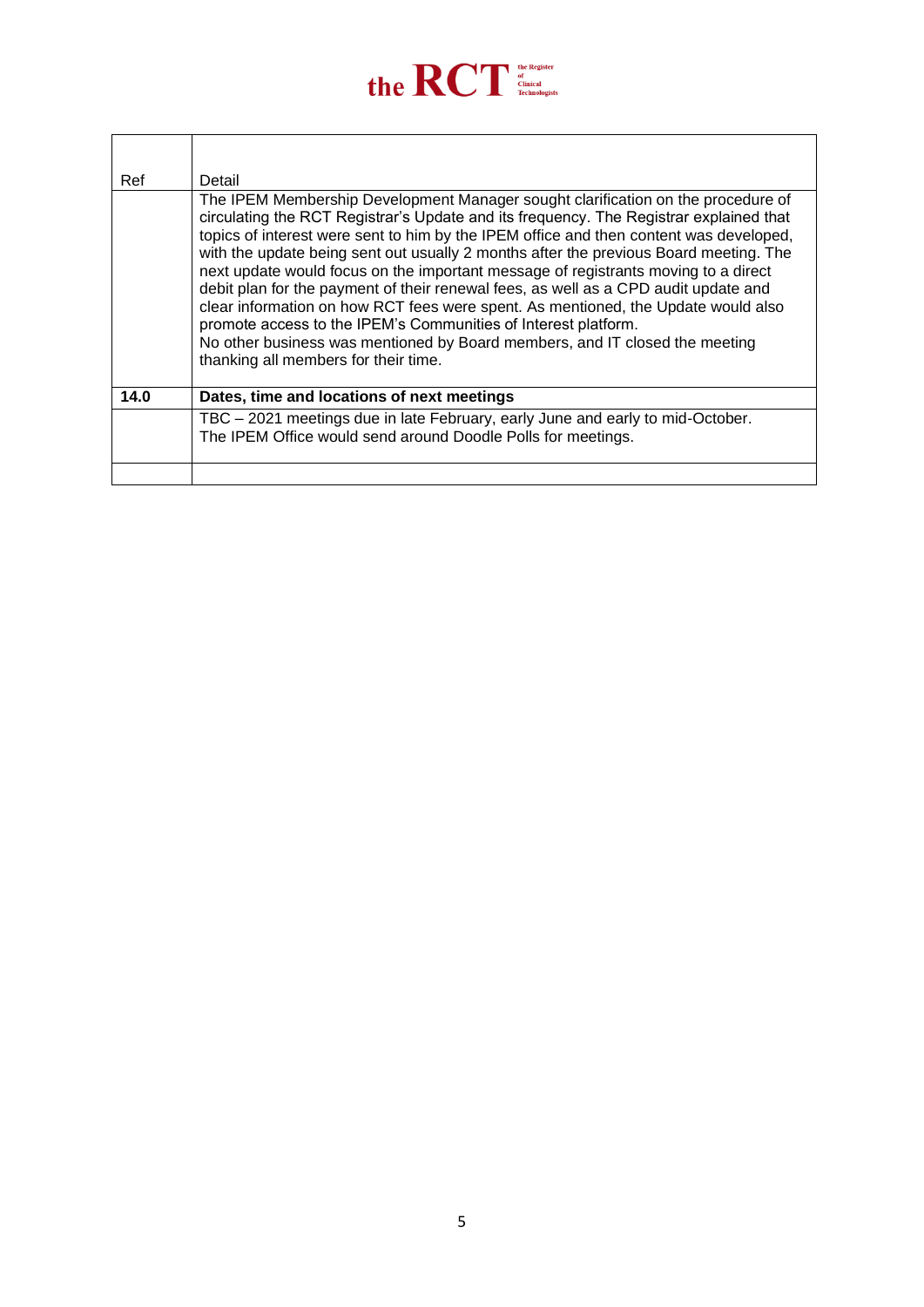| Ref | Detail |
|---|---|
| | The IPEM Membership Development Manager sought clarification on the procedure of circulating the RCT Registrar's Update and its frequency. The Registrar explained that topics of interest were sent to him by the IPEM office and then content was developed, with the update being sent out usually 2 months after the previous Board meeting. The next update would focus on the important message of registrants moving to a direct debit plan for the payment of their renewal fees, as well as a CPD audit update and clear information on how RCT fees were spent. As mentioned, the Update would also promote access to the IPEM's Communities of Interest platform.<br>No other business was mentioned by Board members, and IT closed the meeting thanking all members for their time. |
| **14.0** | **Dates, time and locations of next meetings** |
| | TBC – 2021 meetings due in late February, early June and early to mid-October.<br>The IPEM Office would send around Doodle Polls for meetings. |
| | |